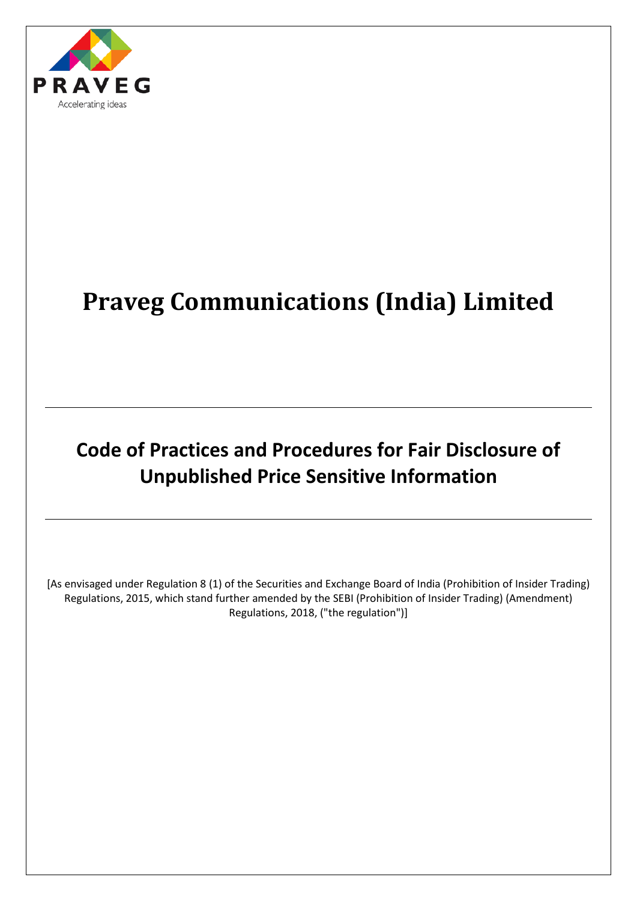PRAVEG

Accelerating ideas

# Praveg Communications (India) Limited

---

## Code of Practices and Procedures for Fair Disclosure of Unpublished Price Sensitive Information

---

[As envisaged under Regulation 8 (1) of the Securities and Exchange Board of India (Prohibition of Insider Trading) Regulations, 2015, which stand further amended by the SEBI (Prohibition of Insider Trading) (Amendment) Regulations, 2018, ("the regulation")]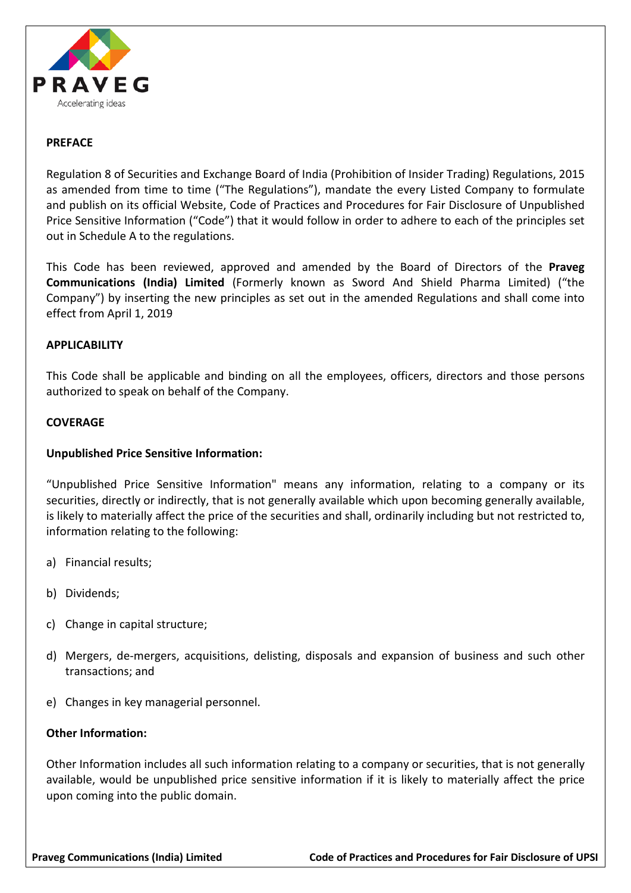## PREFACE

Regulation 8 of Securities and Exchange Board of India (Prohibition of Insider Trading) Regulations, 2015 as amended from time to time ("The Regulations"), mandate the every Listed Company to formulate and publish on its official Website, Code of Practices and Procedures for Fair Disclosure of Unpublished Price Sensitive Information ("Code") that it would follow in order to adhere to each of the principles set out in Schedule A to the regulations.

This Code has been reviewed, approved and amended by the Board of Directors of the **Praveg Communications (India) Limited** (Formerly known as Sword And Shield Pharma Limited) ("the Company") by inserting the new principles as set out in the amended Regulations and shall come into effect from April 1, 2019

## APPLICABILITY

This Code shall be applicable and binding on all the employees, officers, directors and those persons authorized to speak on behalf of the Company.

## COVERAGE

### Unpublished Price Sensitive Information:

"Unpublished Price Sensitive Information" means any information, relating to a company or its securities, directly or indirectly, that is not generally available which upon becoming generally available, is likely to materially affect the price of the securities and shall, ordinarily including but not restricted to, information relating to the following:

a) Financial results;

b) Dividends;

c) Change in capital structure;

d) Mergers, de-mergers, acquisitions, delisting, disposals and expansion of business and such other transactions; and

e) Changes in key managerial personnel.

### Other Information:

Other Information includes all such information relating to a company or securities, that is not generally available, would be unpublished price sensitive information if it is likely to materially affect the price upon coming into the public domain.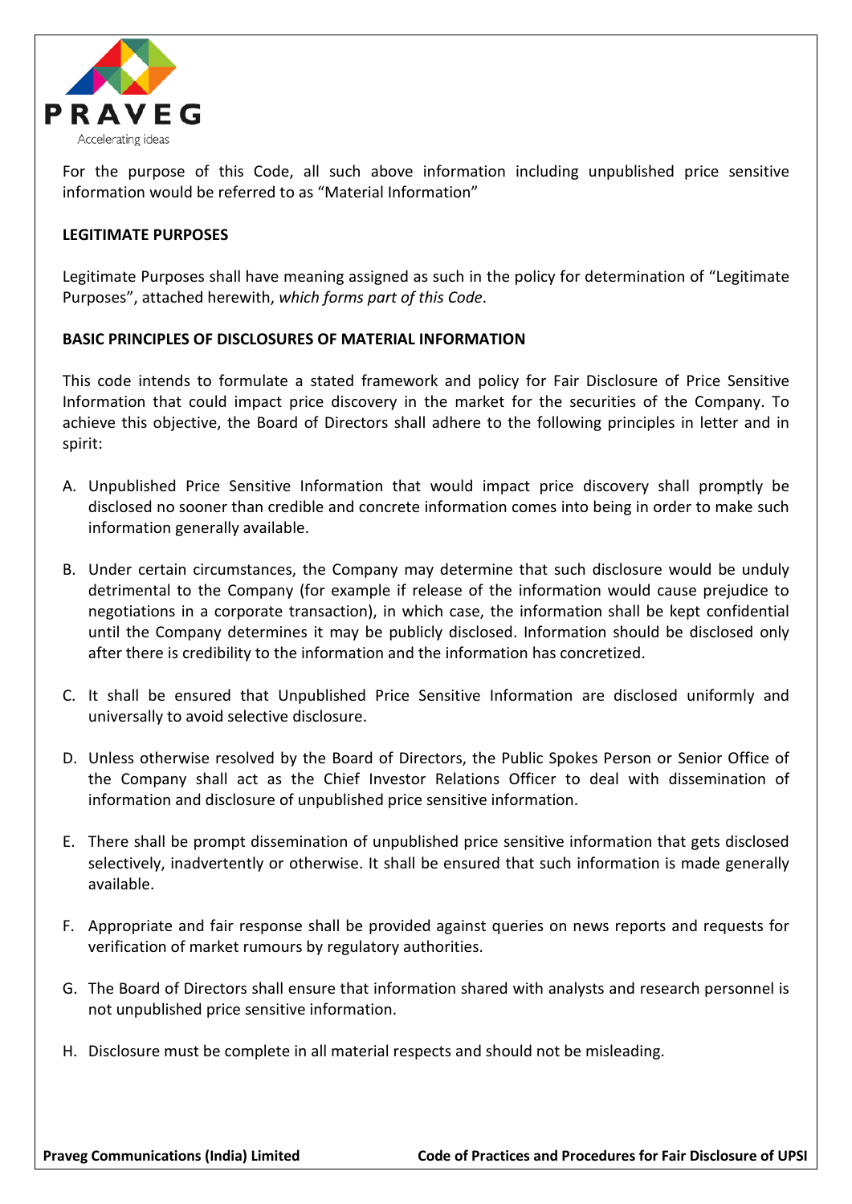For the purpose of this Code, all such above information including unpublished price sensitive information would be referred to as "Material Information"

**LEGITIMATE PURPOSES**

Legitimate Purposes shall have meaning assigned as such in the policy for determination of "Legitimate Purposes", attached herewith, *which forms part of this Code*.

**BASIC PRINCIPLES OF DISCLOSURES OF MATERIAL INFORMATION**

This code intends to formulate a stated framework and policy for Fair Disclosure of Price Sensitive Information that could impact price discovery in the market for the securities of the Company. To achieve this objective, the Board of Directors shall adhere to the following principles in letter and in spirit:

A. Unpublished Price Sensitive Information that would impact price discovery shall promptly be disclosed no sooner than credible and concrete information comes into being in order to make such information generally available.

B. Under certain circumstances, the Company may determine that such disclosure would be unduly detrimental to the Company (for example if release of the information would cause prejudice to negotiations in a corporate transaction), in which case, the information shall be kept confidential until the Company determines it may be publicly disclosed. Information should be disclosed only after there is credibility to the information and the information has concretized.

C. It shall be ensured that Unpublished Price Sensitive Information are disclosed uniformly and universally to avoid selective disclosure.

D. Unless otherwise resolved by the Board of Directors, the Public Spokes Person or Senior Office of the Company shall act as the Chief Investor Relations Officer to deal with dissemination of information and disclosure of unpublished price sensitive information.

E. There shall be prompt dissemination of unpublished price sensitive information that gets disclosed selectively, inadvertently or otherwise. It shall be ensured that such information is made generally available.

F. Appropriate and fair response shall be provided against queries on news reports and requests for verification of market rumours by regulatory authorities.

G. The Board of Directors shall ensure that information shared with analysts and research personnel is not unpublished price sensitive information.

H. Disclosure must be complete in all material respects and should not be misleading.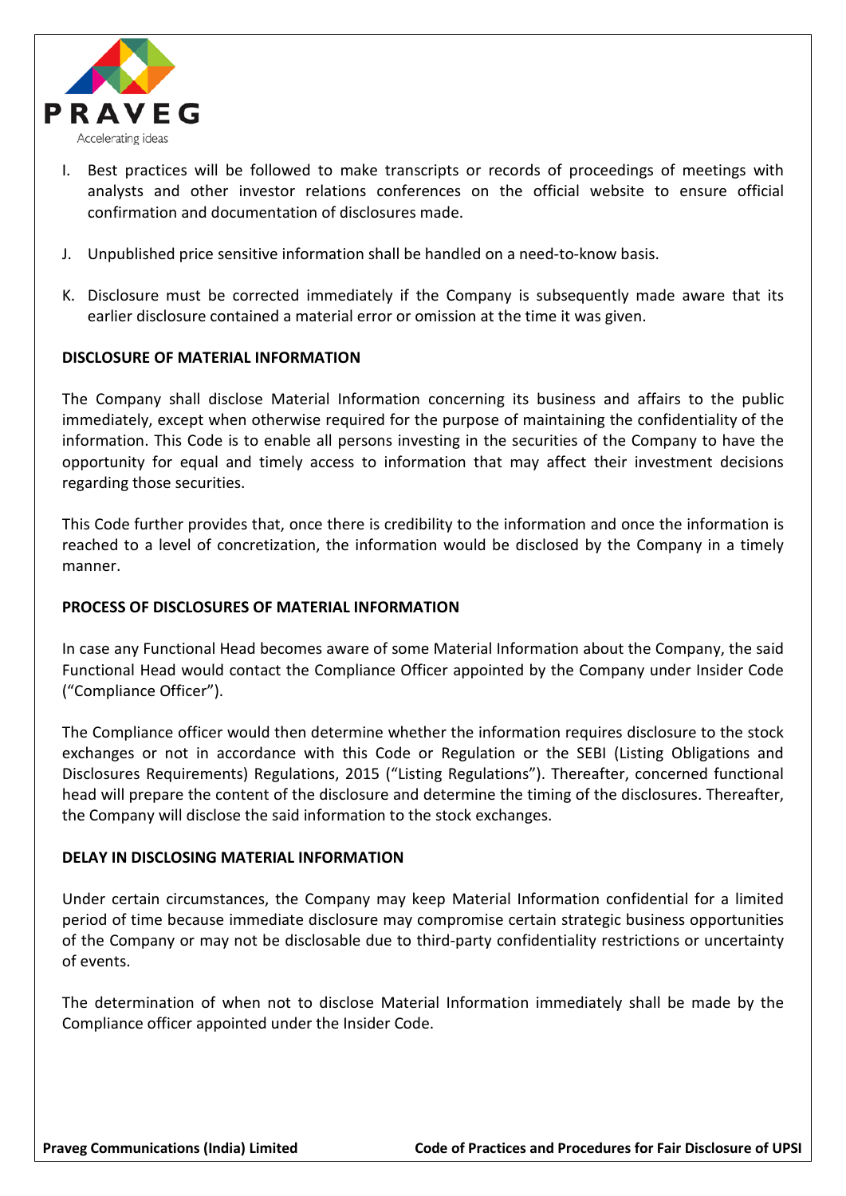I. Best practices will be followed to make transcripts or records of proceedings of meetings with analysts and other investor relations conferences on the official website to ensure official confirmation and documentation of disclosures made.

J. Unpublished price sensitive information shall be handled on a need-to-know basis.

K. Disclosure must be corrected immediately if the Company is subsequently made aware that its earlier disclosure contained a material error or omission at the time it was given.

**DISCLOSURE OF MATERIAL INFORMATION**

The Company shall disclose Material Information concerning its business and affairs to the public immediately, except when otherwise required for the purpose of maintaining the confidentiality of the information. This Code is to enable all persons investing in the securities of the Company to have the opportunity for equal and timely access to information that may affect their investment decisions regarding those securities.

This Code further provides that, once there is credibility to the information and once the information is reached to a level of concretization, the information would be disclosed by the Company in a timely manner.

**PROCESS OF DISCLOSURES OF MATERIAL INFORMATION**

In case any Functional Head becomes aware of some Material Information about the Company, the said Functional Head would contact the Compliance Officer appointed by the Company under Insider Code ("Compliance Officer").

The Compliance officer would then determine whether the information requires disclosure to the stock exchanges or not in accordance with this Code or Regulation or the SEBI (Listing Obligations and Disclosures Requirements) Regulations, 2015 ("Listing Regulations"). Thereafter, concerned functional head will prepare the content of the disclosure and determine the timing of the disclosures. Thereafter, the Company will disclose the said information to the stock exchanges.

**DELAY IN DISCLOSING MATERIAL INFORMATION**

Under certain circumstances, the Company may keep Material Information confidential for a limited period of time because immediate disclosure may compromise certain strategic business opportunities of the Company or may not be disclosable due to third-party confidentiality restrictions or uncertainty of events.

The determination of when not to disclose Material Information immediately shall be made by the Compliance officer appointed under the Insider Code.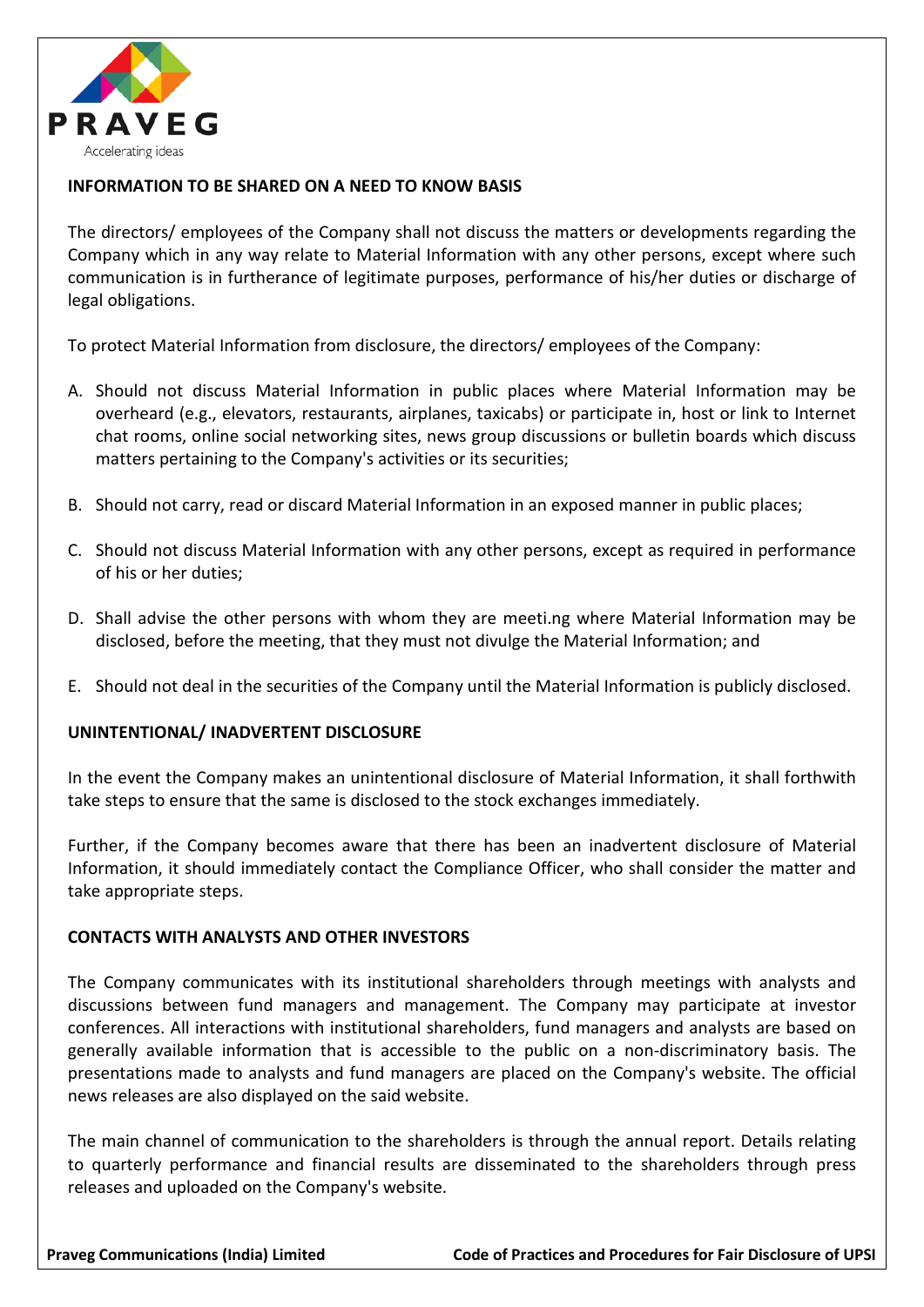## INFORMATION TO BE SHARED ON A NEED TO KNOW BASIS

The directors/ employees of the Company shall not discuss the matters or developments regarding the Company which in any way relate to Material Information with any other persons, except where such communication is in furtherance of legitimate purposes, performance of his/her duties or discharge of legal obligations.

To protect Material Information from disclosure, the directors/ employees of the Company:

A. Should not discuss Material Information in public places where Material Information may be overheard (e.g., elevators, restaurants, airplanes, taxicabs) or participate in, host or link to Internet chat rooms, online social networking sites, news group discussions or bulletin boards which discuss matters pertaining to the Company's activities or its securities;

B. Should not carry, read or discard Material Information in an exposed manner in public places;

C. Should not discuss Material Information with any other persons, except as required in performance of his or her duties;

D. Shall advise the other persons with whom they are meeti.ng where Material Information may be disclosed, before the meeting, that they must not divulge the Material Information; and

E. Should not deal in the securities of the Company until the Material Information is publicly disclosed.

## UNINTENTIONAL/ INADVERTENT DISCLOSURE

In the event the Company makes an unintentional disclosure of Material Information, it shall forthwith take steps to ensure that the same is disclosed to the stock exchanges immediately.

Further, if the Company becomes aware that there has been an inadvertent disclosure of Material Information, it should immediately contact the Compliance Officer, who shall consider the matter and take appropriate steps.

## CONTACTS WITH ANALYSTS AND OTHER INVESTORS

The Company communicates with its institutional shareholders through meetings with analysts and discussions between fund managers and management. The Company may participate at investor conferences. All interactions with institutional shareholders, fund managers and analysts are based on generally available information that is accessible to the public on a non-discriminatory basis. The presentations made to analysts and fund managers are placed on the Company's website. The official news releases are also displayed on the said website.

The main channel of communication to the shareholders is through the annual report. Details relating to quarterly performance and financial results are disseminated to the shareholders through press releases and uploaded on the Company's website.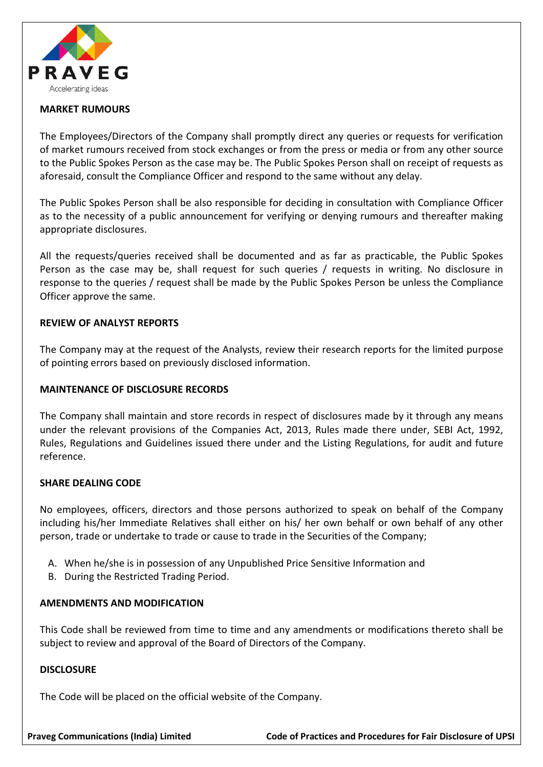## MARKET RUMOURS

The Employees/Directors of the Company shall promptly direct any queries or requests for verification of market rumours received from stock exchanges or from the press or media or from any other source to the Public Spokes Person as the case may be. The Public Spokes Person shall on receipt of requests as aforesaid, consult the Compliance Officer and respond to the same without any delay.

The Public Spokes Person shall be also responsible for deciding in consultation with Compliance Officer as to the necessity of a public announcement for verifying or denying rumours and thereafter making appropriate disclosures.

All the requests/queries received shall be documented and as far as practicable, the Public Spokes Person as the case may be, shall request for such queries / requests in writing. No disclosure in response to the queries / request shall be made by the Public Spokes Person be unless the Compliance Officer approve the same.

## REVIEW OF ANALYST REPORTS

The Company may at the request of the Analysts, review their research reports for the limited purpose of pointing errors based on previously disclosed information.

## MAINTENANCE OF DISCLOSURE RECORDS

The Company shall maintain and store records in respect of disclosures made by it through any means under the relevant provisions of the Companies Act, 2013, Rules made there under, SEBI Act, 1992, Rules, Regulations and Guidelines issued there under and the Listing Regulations, for audit and future reference.

## SHARE DEALING CODE

No employees, officers, directors and those persons authorized to speak on behalf of the Company including his/her Immediate Relatives shall either on his/ her own behalf or own behalf of any other person, trade or undertake to trade or cause to trade in the Securities of the Company;

A. When he/she is in possession of any Unpublished Price Sensitive Information and
B. During the Restricted Trading Period.

## AMENDMENTS AND MODIFICATION

This Code shall be reviewed from time to time and any amendments or modifications thereto shall be subject to review and approval of the Board of Directors of the Company.

## DISCLOSURE

The Code will be placed on the official website of the Company.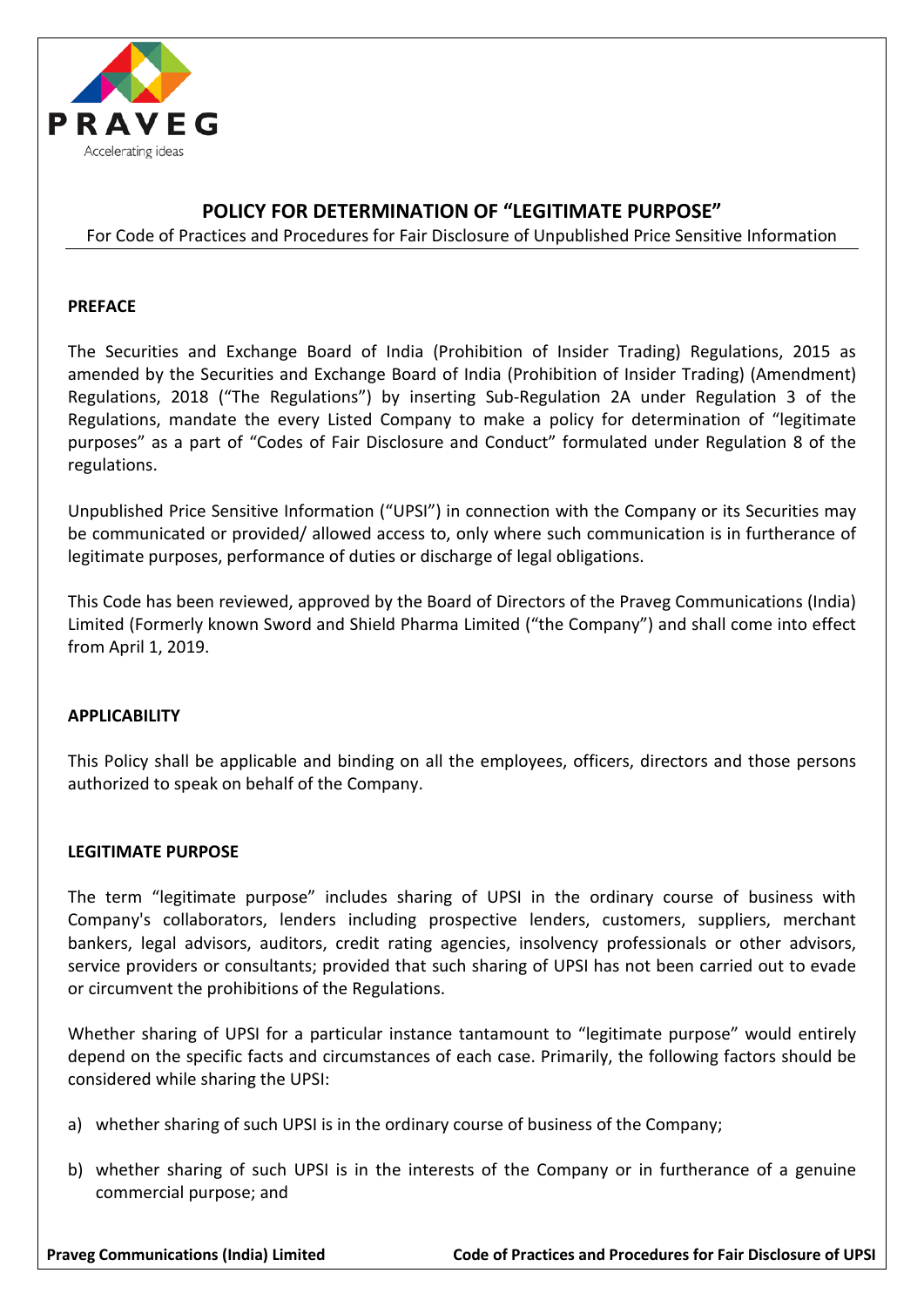## POLICY FOR DETERMINATION OF "LEGITIMATE PURPOSE"

For Code of Practices and Procedures for Fair Disclosure of Unpublished Price Sensitive Information

### PREFACE

The Securities and Exchange Board of India (Prohibition of Insider Trading) Regulations, 2015 as amended by the Securities and Exchange Board of India (Prohibition of Insider Trading) (Amendment) Regulations, 2018 ("The Regulations") by inserting Sub-Regulation 2A under Regulation 3 of the Regulations, mandate the every Listed Company to make a policy for determination of "legitimate purposes" as a part of "Codes of Fair Disclosure and Conduct" formulated under Regulation 8 of the regulations.

Unpublished Price Sensitive Information ("UPSI") in connection with the Company or its Securities may be communicated or provided/ allowed access to, only where such communication is in furtherance of legitimate purposes, performance of duties or discharge of legal obligations.

This Code has been reviewed, approved by the Board of Directors of the Praveg Communications (India) Limited (Formerly known Sword and Shield Pharma Limited ("the Company") and shall come into effect from April 1, 2019.

### APPLICABILITY

This Policy shall be applicable and binding on all the employees, officers, directors and those persons authorized to speak on behalf of the Company.

### LEGITIMATE PURPOSE

The term "legitimate purpose" includes sharing of UPSI in the ordinary course of business with Company's collaborators, lenders including prospective lenders, customers, suppliers, merchant bankers, legal advisors, auditors, credit rating agencies, insolvency professionals or other advisors, service providers or consultants; provided that such sharing of UPSI has not been carried out to evade or circumvent the prohibitions of the Regulations.

Whether sharing of UPSI for a particular instance tantamount to "legitimate purpose" would entirely depend on the specific facts and circumstances of each case. Primarily, the following factors should be considered while sharing the UPSI:

a) whether sharing of such UPSI is in the ordinary course of business of the Company;

b) whether sharing of such UPSI is in the interests of the Company or in furtherance of a genuine commercial purpose; and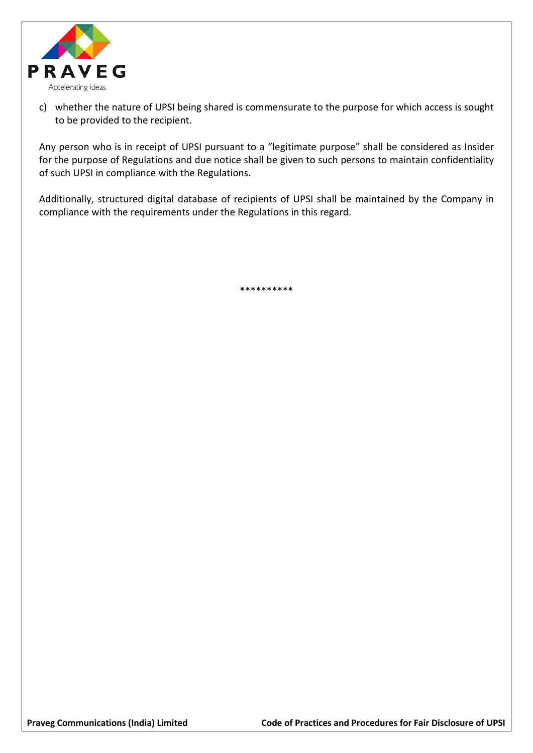c) whether the nature of UPSI being shared is commensurate to the purpose for which access is sought to be provided to the recipient.

Any person who is in receipt of UPSI pursuant to a "legitimate purpose" shall be considered as Insider for the purpose of Regulations and due notice shall be given to such persons to maintain confidentiality of such UPSI in compliance with the Regulations.

Additionally, structured digital database of recipients of UPSI shall be maintained by the Company in compliance with the requirements under the Regulations in this regard.

**********